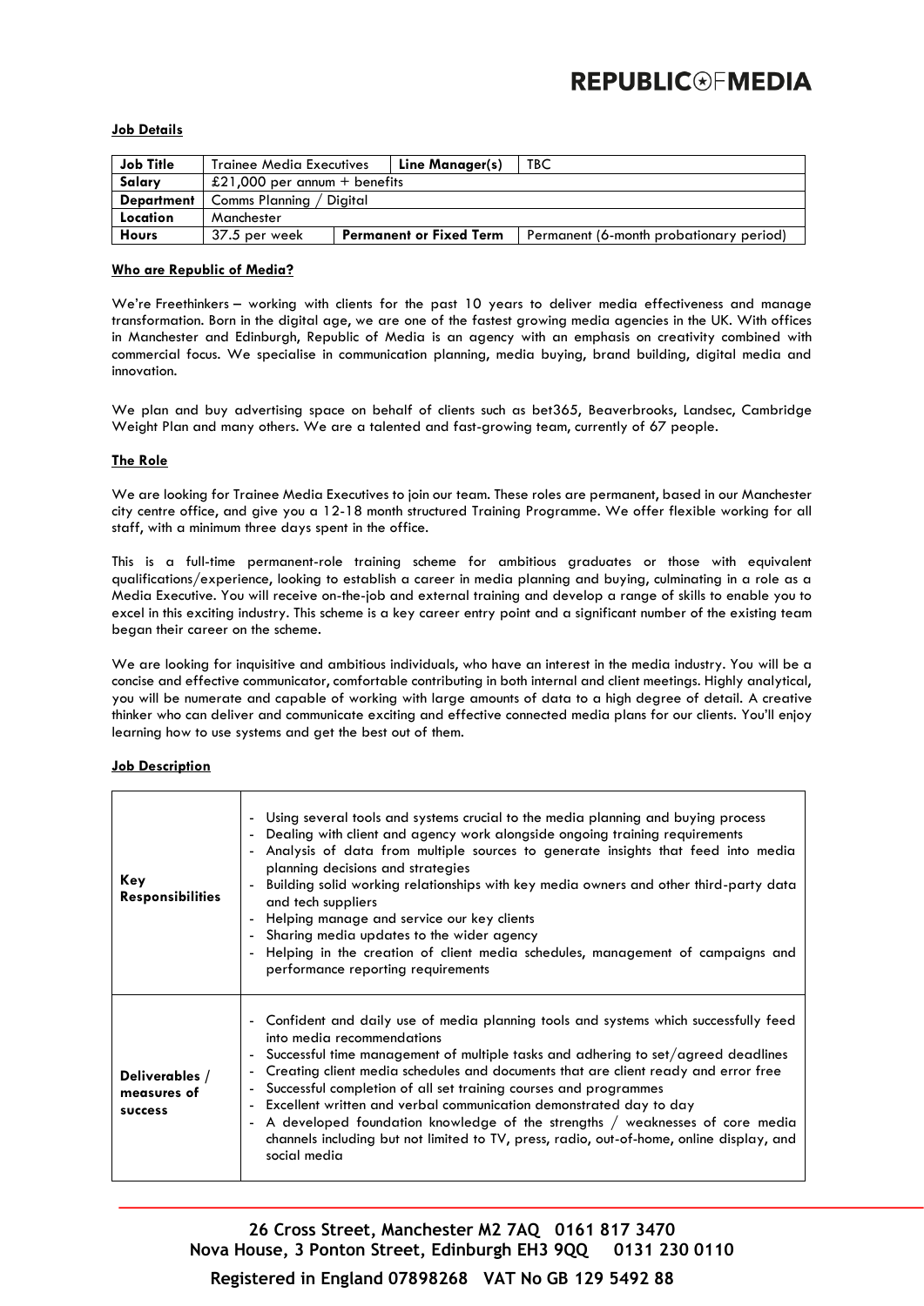# REPUBLIC OF MEDIA

**Job Details**

| **Job Title** | Trainee Media Executives | **Line Manager(s)** | TBC |
|---|---|---|---|
| **Salary** | £21,000 per annum + benefits | | |
| **Department** | Comms Planning / Digital | | |
| **Location** | Manchester | | |
| **Hours** | 37.5 per week | **Permanent or Fixed Term** | Permanent (6-month probationary period) |

**Who are Republic of Media?**

We're Freethinkers – working with clients for the past 10 years to deliver media effectiveness and manage transformation. Born in the digital age, we are one of the fastest growing media agencies in the UK. With offices in Manchester and Edinburgh, Republic of Media is an agency with an emphasis on creativity combined with commercial focus. We specialise in communication planning, media buying, brand building, digital media and innovation.

We plan and buy advertising space on behalf of clients such as bet365, Beaverbrooks, Landsec, Cambridge Weight Plan and many others. We are a talented and fast-growing team, currently of 67 people.

**The Role**

We are looking for Trainee Media Executives to join our team. These roles are permanent, based in our Manchester city centre office, and give you a 12-18 month structured Training Programme. We offer flexible working for all staff, with a minimum three days spent in the office.

This is a full-time permanent-role training scheme for ambitious graduates or those with equivalent qualifications/experience, looking to establish a career in media planning and buying, culminating in a role as a Media Executive. You will receive on-the-job and external training and develop a range of skills to enable you to excel in this exciting industry. This scheme is a key career entry point and a significant number of the existing team began their career on the scheme.

We are looking for inquisitive and ambitious individuals, who have an interest in the media industry. You will be a concise and effective communicator, comfortable contributing in both internal and client meetings. Highly analytical, you will be numerate and capable of working with large amounts of data to a high degree of detail. A creative thinker who can deliver and communicate exciting and effective connected media plans for our clients. You'll enjoy learning how to use systems and get the best out of them.

**Job Description**

| | |
|---|---|
| **Key Responsibilities** | - Using several tools and systems crucial to the media planning and buying process<br>- Dealing with client and agency work alongside ongoing training requirements<br>- Analysis of data from multiple sources to generate insights that feed into media planning decisions and strategies<br>- Building solid working relationships with key media owners and other third-party data and tech suppliers<br>- Helping manage and service our key clients<br>- Sharing media updates to the wider agency<br>- Helping in the creation of client media schedules, management of campaigns and performance reporting requirements |
| **Deliverables / measures of success** | - Confident and daily use of media planning tools and systems which successfully feed into media recommendations<br>- Successful time management of multiple tasks and adhering to set/agreed deadlines<br>- Creating client media schedules and documents that are client ready and error free<br>- Successful completion of all set training courses and programmes<br>- Excellent written and verbal communication demonstrated day to day<br>- A developed foundation knowledge of the strengths / weaknesses of core media channels including but not limited to TV, press, radio, out-of-home, online display, and social media |

**26 Cross Street, Manchester M2 7AQ 0161 817 3470**
**Nova House, 3 Ponton Street, Edinburgh EH3 9QQ 0131 230 0110**

**Registered in England 07898268 VAT No GB 129 5492 88**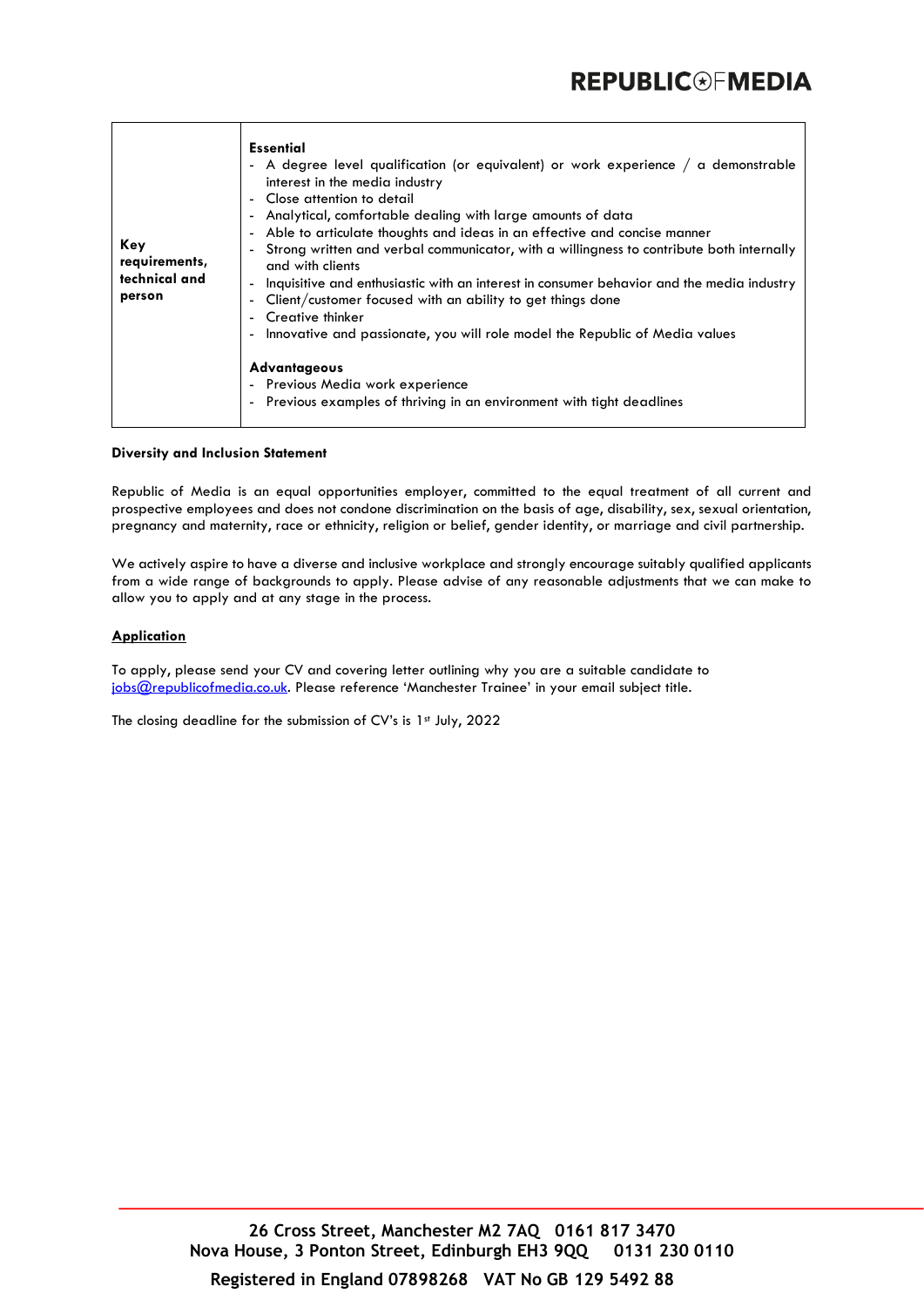| | |
|---|---|
| **Key requirements, technical and person** | **Essential**<br>- A degree level qualification (or equivalent) or work experience / a demonstrable interest in the media industry<br>- Close attention to detail<br>- Analytical, comfortable dealing with large amounts of data<br>- Able to articulate thoughts and ideas in an effective and concise manner<br>- Strong written and verbal communicator, with a willingness to contribute both internally and with clients<br>- Inquisitive and enthusiastic with an interest in consumer behavior and the media industry<br>- Client/customer focused with an ability to get things done<br>- Creative thinker<br>- Innovative and passionate, you will role model the Republic of Media values<br><br>**Advantageous**<br>- Previous Media work experience<br>- Previous examples of thriving in an environment with tight deadlines |

**Diversity and Inclusion Statement**

Republic of Media is an equal opportunities employer, committed to the equal treatment of all current and prospective employees and does not condone discrimination on the basis of age, disability, sex, sexual orientation, pregnancy and maternity, race or ethnicity, religion or belief, gender identity, or marriage and civil partnership.

We actively aspire to have a diverse and inclusive workplace and strongly encourage suitably qualified applicants from a wide range of backgrounds to apply. Please advise of any reasonable adjustments that we can make to allow you to apply and at any stage in the process.

**Application**

To apply, please send your CV and covering letter outlining why you are a suitable candidate to jobs@republicofmedia.co.uk. Please reference 'Manchester Trainee' in your email subject title.

The closing deadline for the submission of CV's is 1st July, 2022

**26 Cross Street, Manchester M2 7AQ 0161 817 3470**
**Nova House, 3 Ponton Street, Edinburgh EH3 9QQ 0131 230 0110**

**Registered in England 07898268 VAT No GB 129 5492 88**